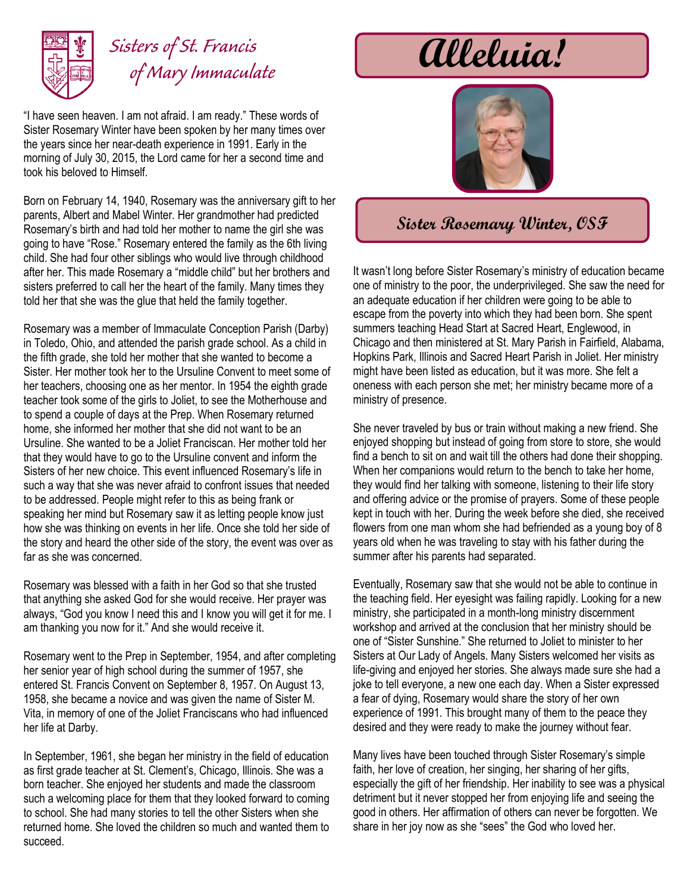# Sisters of St. Francis of Mary Immaculate

# Alleluia!

## Sister Rosemary Winter, OSF

"I have seen heaven. I am not afraid. I am ready." These words of Sister Rosemary Winter have been spoken by her many times over the years since her near-death experience in 1991. Early in the morning of July 30, 2015, the Lord came for her a second time and took his beloved to Himself.

Born on February 14, 1940, Rosemary was the anniversary gift to her parents, Albert and Mabel Winter. Her grandmother had predicted Rosemary's birth and had told her mother to name the girl she was going to have "Rose." Rosemary entered the family as the 6th living child. She had four other siblings who would live through childhood after her. This made Rosemary a "middle child" but her brothers and sisters preferred to call her the heart of the family. Many times they told her that she was the glue that held the family together.

Rosemary was a member of Immaculate Conception Parish (Darby) in Toledo, Ohio, and attended the parish grade school. As a child in the fifth grade, she told her mother that she wanted to become a Sister. Her mother took her to the Ursuline Convent to meet some of her teachers, choosing one as her mentor. In 1954 the eighth grade teacher took some of the girls to Joliet, to see the Motherhouse and to spend a couple of days at the Prep. When Rosemary returned home, she informed her mother that she did not want to be an Ursuline. She wanted to be a Joliet Franciscan. Her mother told her that they would have to go to the Ursuline convent and inform the Sisters of her new choice. This event influenced Rosemary's life in such a way that she was never afraid to confront issues that needed to be addressed. People might refer to this as being frank or speaking her mind but Rosemary saw it as letting people know just how she was thinking on events in her life. Once she told her side of the story and heard the other side of the story, the event was over as far as she was concerned.

Rosemary was blessed with a faith in her God so that she trusted that anything she asked God for she would receive. Her prayer was always, "God you know I need this and I know you will get it for me. I am thanking you now for it." And she would receive it.

Rosemary went to the Prep in September, 1954, and after completing her senior year of high school during the summer of 1957, she entered St. Francis Convent on September 8, 1957. On August 13, 1958, she became a novice and was given the name of Sister M. Vita, in memory of one of the Joliet Franciscans who had influenced her life at Darby.

In September, 1961, she began her ministry in the field of education as first grade teacher at St. Clement's, Chicago, Illinois. She was a born teacher. She enjoyed her students and made the classroom such a welcoming place for them that they looked forward to coming to school. She had many stories to tell the other Sisters when she returned home. She loved the children so much and wanted them to succeed.

It wasn't long before Sister Rosemary's ministry of education became one of ministry to the poor, the underprivileged. She saw the need for an adequate education if her children were going to be able to escape from the poverty into which they had been born. She spent summers teaching Head Start at Sacred Heart, Englewood, in Chicago and then ministered at St. Mary Parish in Fairfield, Alabama, Hopkins Park, Illinois and Sacred Heart Parish in Joliet. Her ministry might have been listed as education, but it was more. She felt a oneness with each person she met; her ministry became more of a ministry of presence.

She never traveled by bus or train without making a new friend. She enjoyed shopping but instead of going from store to store, she would find a bench to sit on and wait till the others had done their shopping. When her companions would return to the bench to take her home, they would find her talking with someone, listening to their life story and offering advice or the promise of prayers. Some of these people kept in touch with her. During the week before she died, she received flowers from one man whom she had befriended as a young boy of 8 years old when he was traveling to stay with his father during the summer after his parents had separated.

Eventually, Rosemary saw that she would not be able to continue in the teaching field. Her eyesight was failing rapidly. Looking for a new ministry, she participated in a month-long ministry discernment workshop and arrived at the conclusion that her ministry should be one of "Sister Sunshine." She returned to Joliet to minister to her Sisters at Our Lady of Angels. Many Sisters welcomed her visits as life-giving and enjoyed her stories. She always made sure she had a joke to tell everyone, a new one each day. When a Sister expressed a fear of dying, Rosemary would share the story of her own experience of 1991. This brought many of them to the peace they desired and they were ready to make the journey without fear.

Many lives have been touched through Sister Rosemary's simple faith, her love of creation, her singing, her sharing of her gifts, especially the gift of her friendship. Her inability to see was a physical detriment but it never stopped her from enjoying life and seeing the good in others. Her affirmation of others can never be forgotten. We share in her joy now as she "sees" the God who loved her.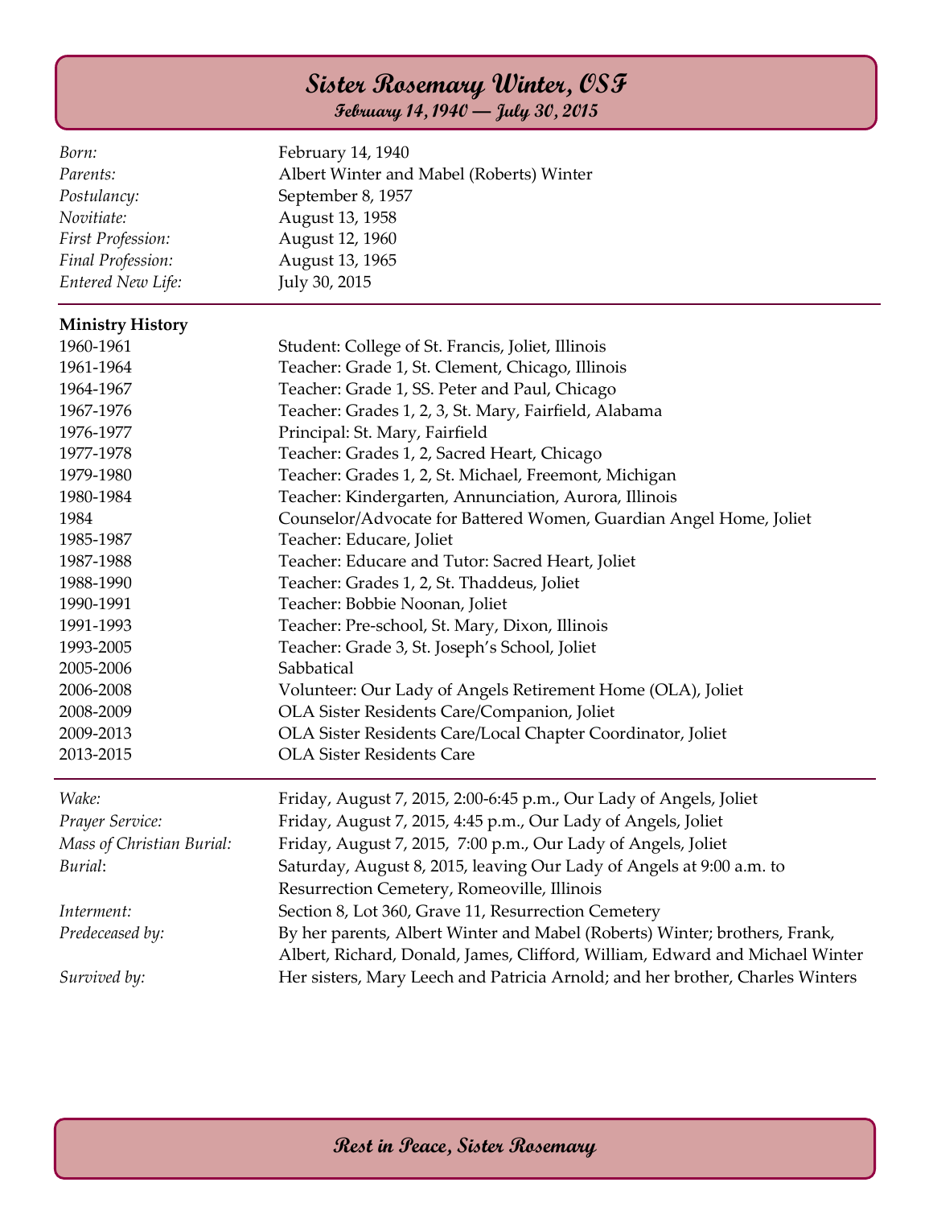# Sister Rosemary Winter, OSF

**February 14, 1940 — July 30, 2015**

| | |
|---|---|
| *Born:* | February 14, 1940 |
| *Parents:* | Albert Winter and Mabel (Roberts) Winter |
| *Postulancy:* | September 8, 1957 |
| *Novitiate:* | August 13, 1958 |
| *First Profession:* | August 12, 1960 |
| *Final Profession:* | August 13, 1965 |
| *Entered New Life:* | July 30, 2015 |

**Ministry History**

| | |
|---|---|
| 1960-1961 | Student: College of St. Francis, Joliet, Illinois |
| 1961-1964 | Teacher: Grade 1, St. Clement, Chicago, Illinois |
| 1964-1967 | Teacher: Grade 1, SS. Peter and Paul, Chicago |
| 1967-1976 | Teacher: Grades 1, 2, 3, St. Mary, Fairfield, Alabama |
| 1976-1977 | Principal: St. Mary, Fairfield |
| 1977-1978 | Teacher: Grades 1, 2, Sacred Heart, Chicago |
| 1979-1980 | Teacher: Grades 1, 2, St. Michael, Freemont, Michigan |
| 1980-1984 | Teacher: Kindergarten, Annunciation, Aurora, Illinois |
| 1984 | Counselor/Advocate for Battered Women, Guardian Angel Home, Joliet |
| 1985-1987 | Teacher: Educare, Joliet |
| 1987-1988 | Teacher: Educare and Tutor: Sacred Heart, Joliet |
| 1988-1990 | Teacher: Grades 1, 2, St. Thaddeus, Joliet |
| 1990-1991 | Teacher: Bobbie Noonan, Joliet |
| 1991-1993 | Teacher: Pre-school, St. Mary, Dixon, Illinois |
| 1993-2005 | Teacher: Grade 3, St. Joseph's School, Joliet |
| 2005-2006 | Sabbatical |
| 2006-2008 | Volunteer: Our Lady of Angels Retirement Home (OLA), Joliet |
| 2008-2009 | OLA Sister Residents Care/Companion, Joliet |
| 2009-2013 | OLA Sister Residents Care/Local Chapter Coordinator, Joliet |
| 2013-2015 | OLA Sister Residents Care |

| | |
|---|---|
| *Wake:* | Friday, August 7, 2015, 2:00-6:45 p.m., Our Lady of Angels, Joliet |
| *Prayer Service:* | Friday, August 7, 2015, 4:45 p.m., Our Lady of Angels, Joliet |
| *Mass of Christian Burial:* | Friday, August 7, 2015, 7:00 p.m., Our Lady of Angels, Joliet |
| *Burial*: | Saturday, August 8, 2015, leaving Our Lady of Angels at 9:00 a.m. to Resurrection Cemetery, Romeoville, Illinois |
| *Interment:* | Section 8, Lot 360, Grave 11, Resurrection Cemetery |
| *Predeceased by:* | By her parents, Albert Winter and Mabel (Roberts) Winter; brothers, Frank, Albert, Richard, Donald, James, Clifford, William, Edward and Michael Winter |
| *Survived by:* | Her sisters, Mary Leech and Patricia Arnold; and her brother, Charles Winters |

**Rest in Peace, Sister Rosemary**